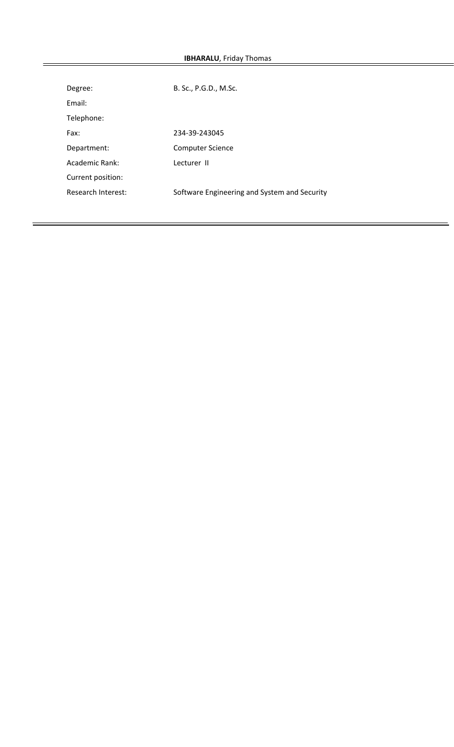**IBHARALU**, Friday Thomas

---

| | |
|---|---|
| Degree: | B. Sc., P.G.D., M.Sc. |
| Email: | |
| Telephone: | |
| Fax: | 234-39-243045 |
| Department: | Computer Science |
| Academic Rank: | Lecturer II |
| Current position: | |
| Research Interest: | Software Engineering and System and Security |

---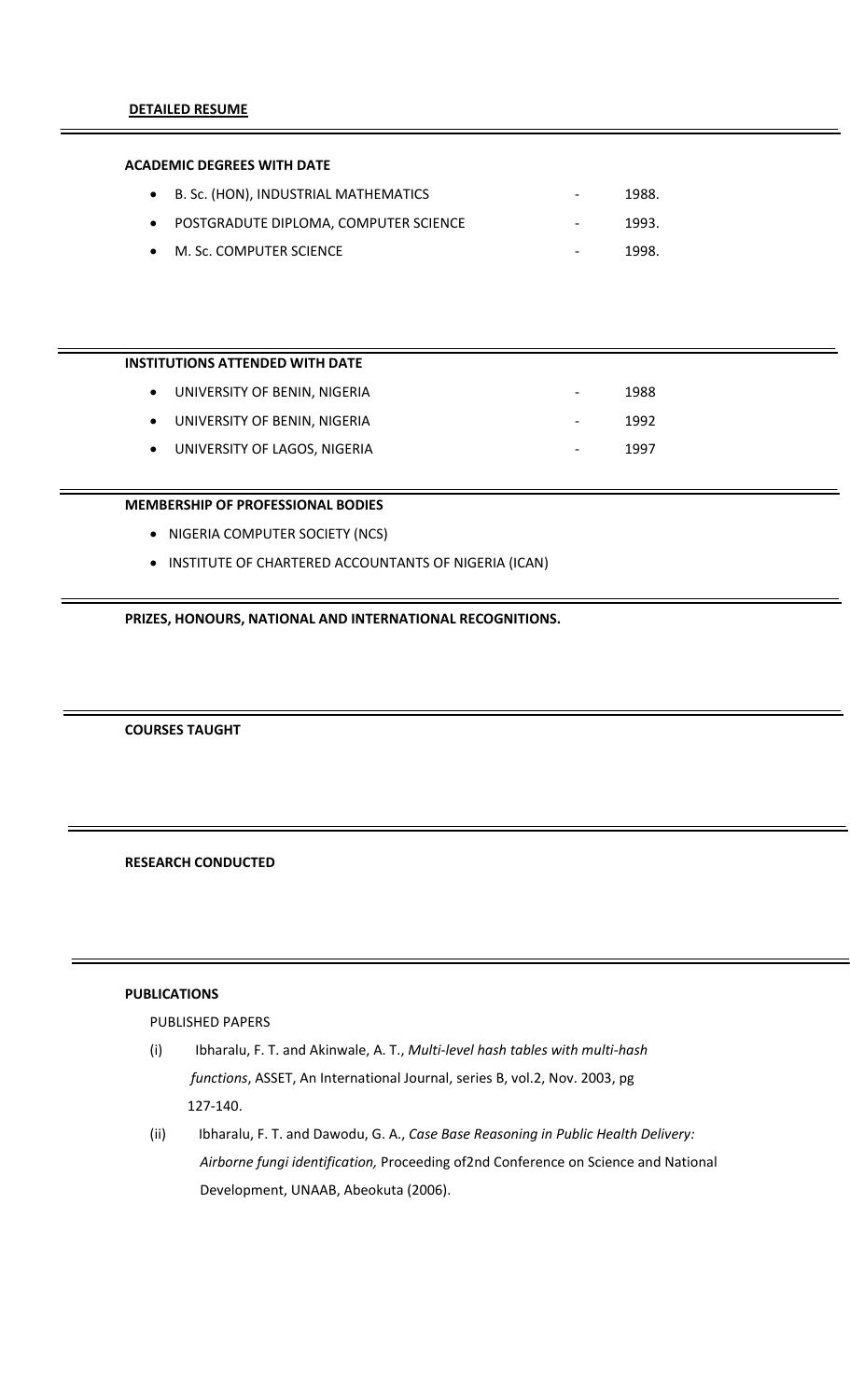## **DETAILED RESUME**

### ACADEMIC DEGREES WITH DATE

- B. Sc. (HON), INDUSTRIAL MATHEMATICS - 1988.
- POSTGRADUTE DIPLOMA, COMPUTER SCIENCE - 1993.
- M. Sc. COMPUTER SCIENCE - 1998.

### INSTITUTIONS ATTENDED WITH DATE

- UNIVERSITY OF BENIN, NIGERIA - 1988
- UNIVERSITY OF BENIN, NIGERIA - 1992
- UNIVERSITY OF LAGOS, NIGERIA - 1997

### MEMBERSHIP OF PROFESSIONAL BODIES

- NIGERIA COMPUTER SOCIETY (NCS)
- INSTITUTE OF CHARTERED ACCOUNTANTS OF NIGERIA (ICAN)

### PRIZES, HONOURS, NATIONAL AND INTERNATIONAL RECOGNITIONS.

### COURSES TAUGHT

### RESEARCH CONDUCTED

### PUBLICATIONS

PUBLISHED PAPERS

(i) Ibharalu, F. T. and Akinwale, A. T., *Multi-level hash tables with multi-hash functions*, ASSET, An International Journal, series B, vol.2, Nov. 2003, pg 127-140.

(ii) Ibharalu, F. T. and Dawodu, G. A., *Case Base Reasoning in Public Health Delivery: Airborne fungi identification,* Proceeding of2nd Conference on Science and National Development, UNAAB, Abeokuta (2006).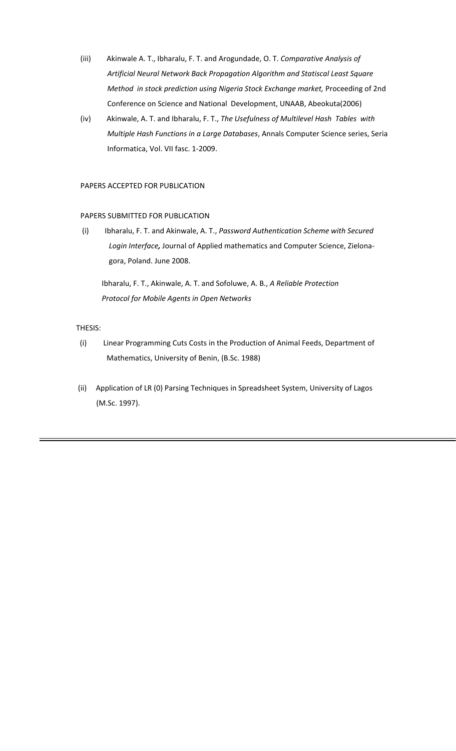(iii) Akinwale A. T., Ibharalu, F. T. and Arogundade, O. T. *Comparative Analysis of Artificial Neural Network Back Propagation Algorithm and Statiscal Least Square Method in stock prediction using Nigeria Stock Exchange market,* Proceeding of 2nd Conference on Science and National Development, UNAAB, Abeokuta(2006)

(iv) Akinwale, A. T. and Ibharalu, F. T., *The Usefulness of Multilevel Hash Tables with Multiple Hash Functions in a Large Databases*, Annals Computer Science series, Seria Informatica, Vol. VII fasc. 1-2009.

PAPERS ACCEPTED FOR PUBLICATION

PAPERS SUBMITTED FOR PUBLICATION

(i) Ibharalu, F. T. and Akinwale, A. T., *Password Authentication Scheme with Secured Login Interface,* Journal of Applied mathematics and Computer Science, Zielona-gora, Poland. June 2008.

Ibharalu, F. T., Akinwale, A. T. and Sofoluwe, A. B., *A Reliable Protection Protocol for Mobile Agents in Open Networks*

THESIS:

(i) Linear Programming Cuts Costs in the Production of Animal Feeds, Department of Mathematics, University of Benin, (B.Sc. 1988)

(ii) Application of LR (0) Parsing Techniques in Spreadsheet System, University of Lagos (M.Sc. 1997).